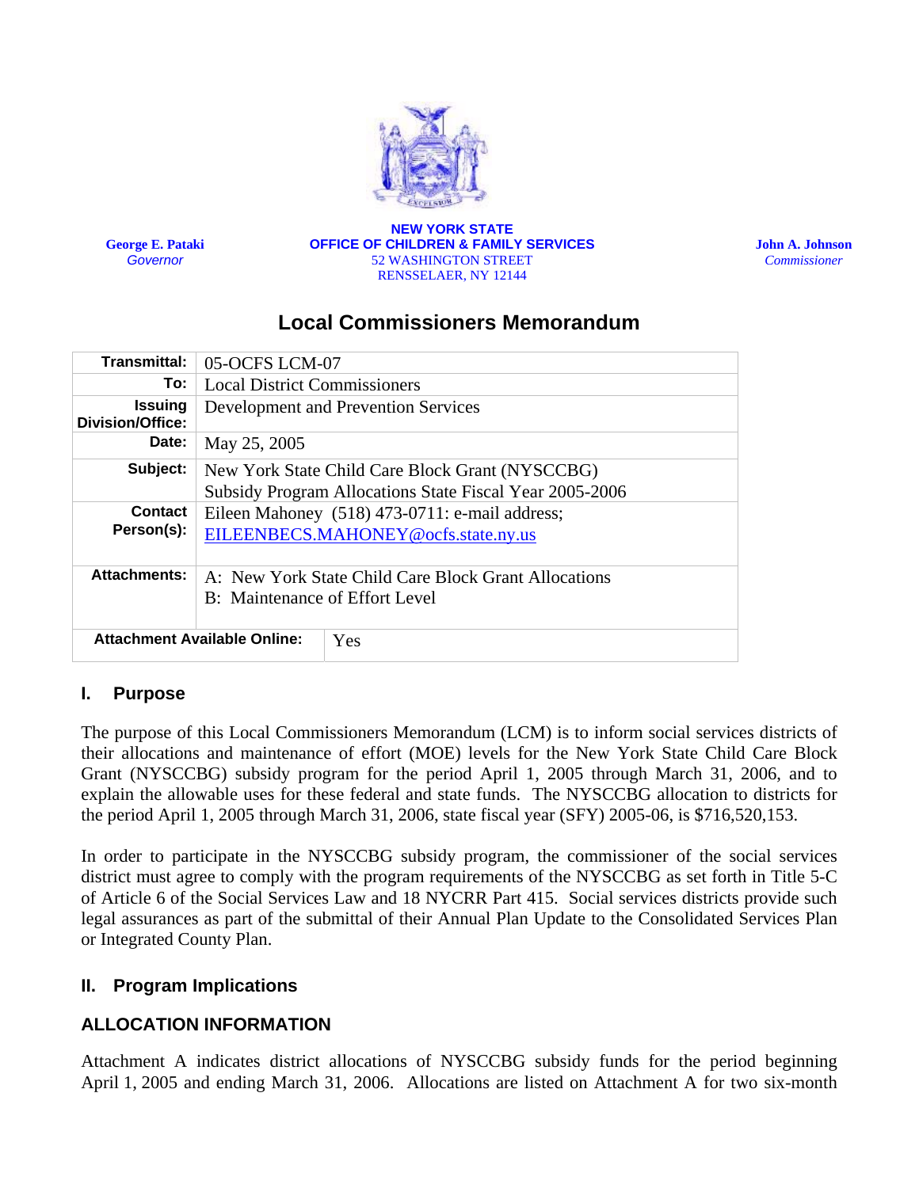George E. Pataki
*Governor*

**NEW YORK STATE**
**OFFICE OF CHILDREN & FAMILY SERVICES**
52 WASHINGTON STREET
RENSSELAER, NY 12144

John A. Johnson
*Commissioner*

# Local Commissioners Memorandum

| | |
|---|---|
| **Transmittal:** | 05-OCFS LCM-07 |
| **To:** | Local District Commissioners |
| **Issuing Division/Office:** | Development and Prevention Services |
| **Date:** | May 25, 2005 |
| **Subject:** | New York State Child Care Block Grant (NYSCCBG) Subsidy Program Allocations State Fiscal Year 2005-2006 |
| **Contact Person(s):** | Eileen Mahoney (518) 473-0711: e-mail address; EILEENBECS.MAHONEY@ocfs.state.ny.us |
| **Attachments:** | A: New York State Child Care Block Grant Allocations<br>B: Maintenance of Effort Level |
| **Attachment Available Online:** | Yes |

## I. Purpose

The purpose of this Local Commissioners Memorandum (LCM) is to inform social services districts of their allocations and maintenance of effort (MOE) levels for the New York State Child Care Block Grant (NYSCCBG) subsidy program for the period April 1, 2005 through March 31, 2006, and to explain the allowable uses for these federal and state funds. The NYSCCBG allocation to districts for the period April 1, 2005 through March 31, 2006, state fiscal year (SFY) 2005-06, is $716,520,153.

In order to participate in the NYSCCBG subsidy program, the commissioner of the social services district must agree to comply with the program requirements of the NYSCCBG as set forth in Title 5-C of Article 6 of the Social Services Law and 18 NYCRR Part 415. Social services districts provide such legal assurances as part of the submittal of their Annual Plan Update to the Consolidated Services Plan or Integrated County Plan.

## II. Program Implications

### ALLOCATION INFORMATION

Attachment A indicates district allocations of NYSCCBG subsidy funds for the period beginning April 1, 2005 and ending March 31, 2006. Allocations are listed on Attachment A for two six-month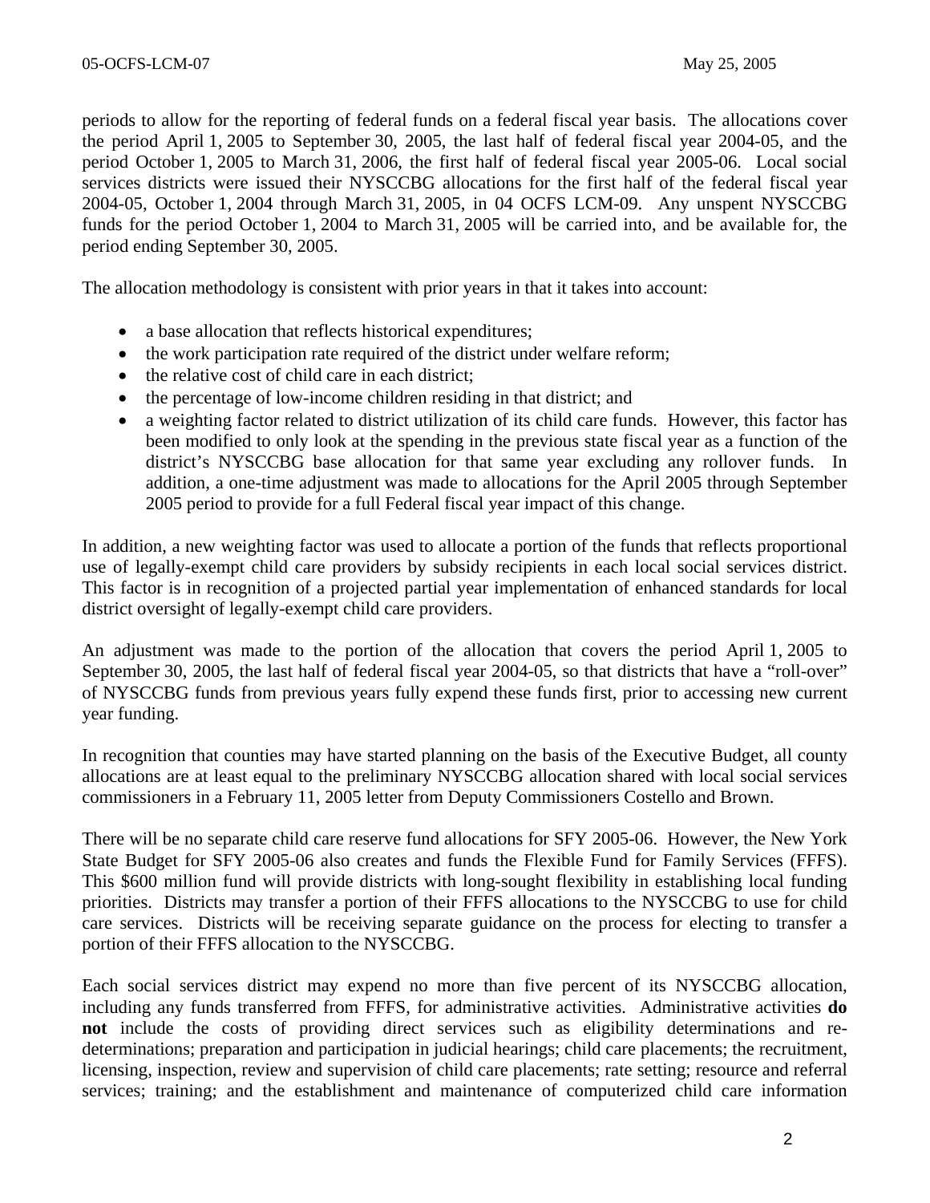periods to allow for the reporting of federal funds on a federal fiscal year basis. The allocations cover the period April 1, 2005 to September 30, 2005, the last half of federal fiscal year 2004-05, and the period October 1, 2005 to March 31, 2006, the first half of federal fiscal year 2005-06. Local social services districts were issued their NYSCCBG allocations for the first half of the federal fiscal year 2004-05, October 1, 2004 through March 31, 2005, in 04 OCFS LCM-09. Any unspent NYSCCBG funds for the period October 1, 2004 to March 31, 2005 will be carried into, and be available for, the period ending September 30, 2005.

The allocation methodology is consistent with prior years in that it takes into account:

- a base allocation that reflects historical expenditures;
- the work participation rate required of the district under welfare reform;
- the relative cost of child care in each district;
- the percentage of low-income children residing in that district; and
- a weighting factor related to district utilization of its child care funds. However, this factor has been modified to only look at the spending in the previous state fiscal year as a function of the district's NYSCCBG base allocation for that same year excluding any rollover funds. In addition, a one-time adjustment was made to allocations for the April 2005 through September 2005 period to provide for a full Federal fiscal year impact of this change.

In addition, a new weighting factor was used to allocate a portion of the funds that reflects proportional use of legally-exempt child care providers by subsidy recipients in each local social services district. This factor is in recognition of a projected partial year implementation of enhanced standards for local district oversight of legally-exempt child care providers.

An adjustment was made to the portion of the allocation that covers the period April 1, 2005 to September 30, 2005, the last half of federal fiscal year 2004-05, so that districts that have a "roll-over" of NYSCCBG funds from previous years fully expend these funds first, prior to accessing new current year funding.

In recognition that counties may have started planning on the basis of the Executive Budget, all county allocations are at least equal to the preliminary NYSCCBG allocation shared with local social services commissioners in a February 11, 2005 letter from Deputy Commissioners Costello and Brown.

There will be no separate child care reserve fund allocations for SFY 2005-06. However, the New York State Budget for SFY 2005-06 also creates and funds the Flexible Fund for Family Services (FFFS). This $600 million fund will provide districts with long-sought flexibility in establishing local funding priorities. Districts may transfer a portion of their FFFS allocations to the NYSCCBG to use for child care services. Districts will be receiving separate guidance on the process for electing to transfer a portion of their FFFS allocation to the NYSCCBG.

Each social services district may expend no more than five percent of its NYSCCBG allocation, including any funds transferred from FFFS, for administrative activities. Administrative activities **do not** include the costs of providing direct services such as eligibility determinations and re-determinations; preparation and participation in judicial hearings; child care placements; the recruitment, licensing, inspection, review and supervision of child care placements; rate setting; resource and referral services; training; and the establishment and maintenance of computerized child care information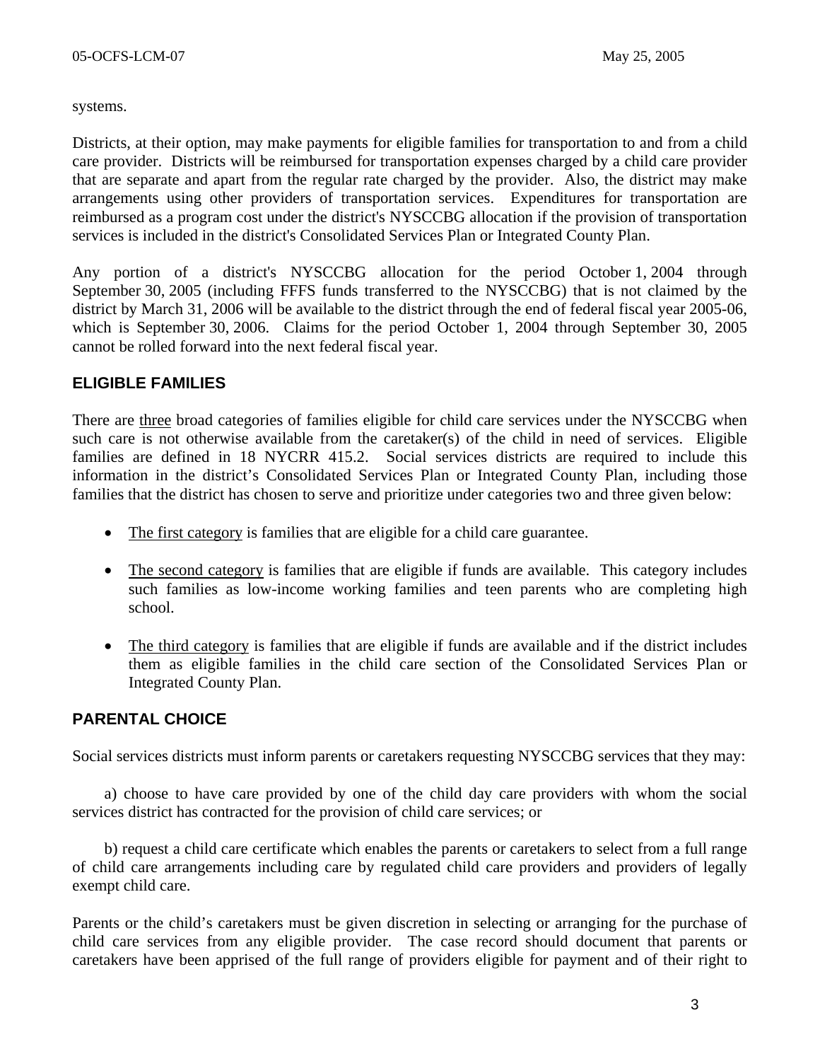systems.

Districts, at their option, may make payments for eligible families for transportation to and from a child care provider. Districts will be reimbursed for transportation expenses charged by a child care provider that are separate and apart from the regular rate charged by the provider. Also, the district may make arrangements using other providers of transportation services. Expenditures for transportation are reimbursed as a program cost under the district's NYSCCBG allocation if the provision of transportation services is included in the district's Consolidated Services Plan or Integrated County Plan.

Any portion of a district's NYSCCBG allocation for the period October 1, 2004 through September 30, 2005 (including FFFS funds transferred to the NYSCCBG) that is not claimed by the district by March 31, 2006 will be available to the district through the end of federal fiscal year 2005-06, which is September 30, 2006. Claims for the period October 1, 2004 through September 30, 2005 cannot be rolled forward into the next federal fiscal year.

## ELIGIBLE FAMILIES

There are three broad categories of families eligible for child care services under the NYSCCBG when such care is not otherwise available from the caretaker(s) of the child in need of services. Eligible families are defined in 18 NYCRR 415.2. Social services districts are required to include this information in the district's Consolidated Services Plan or Integrated County Plan, including those families that the district has chosen to serve and prioritize under categories two and three given below:

- The first category is families that are eligible for a child care guarantee.
- The second category is families that are eligible if funds are available. This category includes such families as low-income working families and teen parents who are completing high school.
- The third category is families that are eligible if funds are available and if the district includes them as eligible families in the child care section of the Consolidated Services Plan or Integrated County Plan.

## PARENTAL CHOICE

Social services districts must inform parents or caretakers requesting NYSCCBG services that they may:

a) choose to have care provided by one of the child day care providers with whom the social services district has contracted for the provision of child care services; or

b) request a child care certificate which enables the parents or caretakers to select from a full range of child care arrangements including care by regulated child care providers and providers of legally exempt child care.

Parents or the child's caretakers must be given discretion in selecting or arranging for the purchase of child care services from any eligible provider. The case record should document that parents or caretakers have been apprised of the full range of providers eligible for payment and of their right to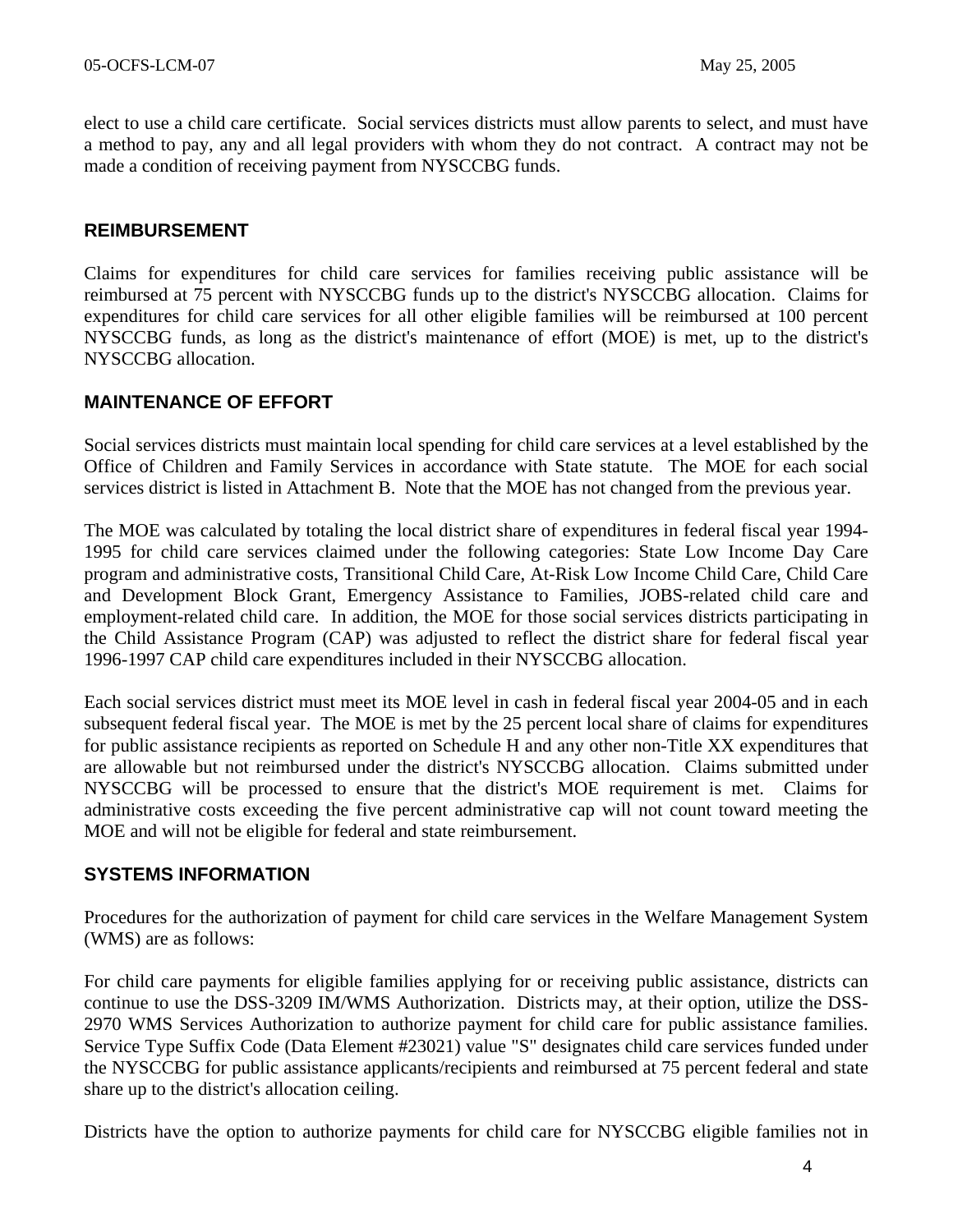elect to use a child care certificate. Social services districts must allow parents to select, and must have a method to pay, any and all legal providers with whom they do not contract. A contract may not be made a condition of receiving payment from NYSCCBG funds.

## REIMBURSEMENT

Claims for expenditures for child care services for families receiving public assistance will be reimbursed at 75 percent with NYSCCBG funds up to the district's NYSCCBG allocation. Claims for expenditures for child care services for all other eligible families will be reimbursed at 100 percent NYSCCBG funds, as long as the district's maintenance of effort (MOE) is met, up to the district's NYSCCBG allocation.

## MAINTENANCE OF EFFORT

Social services districts must maintain local spending for child care services at a level established by the Office of Children and Family Services in accordance with State statute. The MOE for each social services district is listed in Attachment B. Note that the MOE has not changed from the previous year.

The MOE was calculated by totaling the local district share of expenditures in federal fiscal year 1994-1995 for child care services claimed under the following categories: State Low Income Day Care program and administrative costs, Transitional Child Care, At-Risk Low Income Child Care, Child Care and Development Block Grant, Emergency Assistance to Families, JOBS-related child care and employment-related child care. In addition, the MOE for those social services districts participating in the Child Assistance Program (CAP) was adjusted to reflect the district share for federal fiscal year 1996-1997 CAP child care expenditures included in their NYSCCBG allocation.

Each social services district must meet its MOE level in cash in federal fiscal year 2004-05 and in each subsequent federal fiscal year. The MOE is met by the 25 percent local share of claims for expenditures for public assistance recipients as reported on Schedule H and any other non-Title XX expenditures that are allowable but not reimbursed under the district's NYSCCBG allocation. Claims submitted under NYSCCBG will be processed to ensure that the district's MOE requirement is met. Claims for administrative costs exceeding the five percent administrative cap will not count toward meeting the MOE and will not be eligible for federal and state reimbursement.

## SYSTEMS INFORMATION

Procedures for the authorization of payment for child care services in the Welfare Management System (WMS) are as follows:

For child care payments for eligible families applying for or receiving public assistance, districts can continue to use the DSS-3209 IM/WMS Authorization. Districts may, at their option, utilize the DSS-2970 WMS Services Authorization to authorize payment for child care for public assistance families. Service Type Suffix Code (Data Element #23021) value "S" designates child care services funded under the NYSCCBG for public assistance applicants/recipients and reimbursed at 75 percent federal and state share up to the district's allocation ceiling.

Districts have the option to authorize payments for child care for NYSCCBG eligible families not in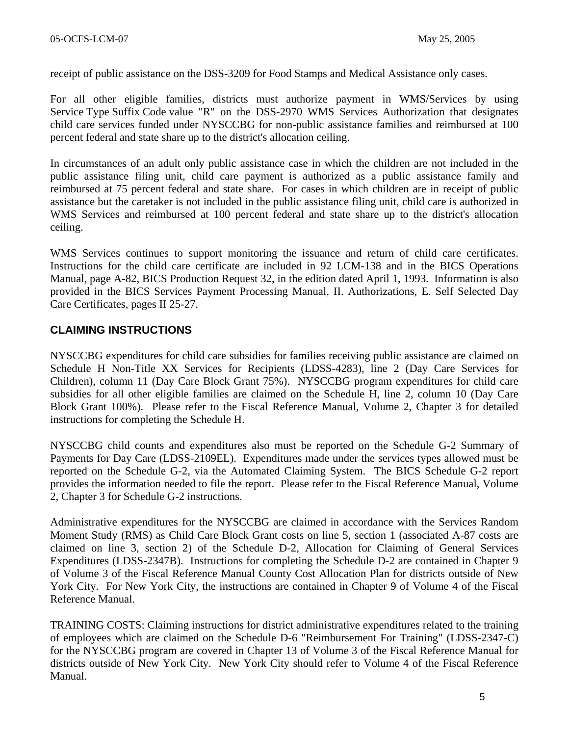receipt of public assistance on the DSS-3209 for Food Stamps and Medical Assistance only cases.

For all other eligible families, districts must authorize payment in WMS/Services by using Service Type Suffix Code value "R" on the DSS-2970 WMS Services Authorization that designates child care services funded under NYSCCBG for non-public assistance families and reimbursed at 100 percent federal and state share up to the district's allocation ceiling.

In circumstances of an adult only public assistance case in which the children are not included in the public assistance filing unit, child care payment is authorized as a public assistance family and reimbursed at 75 percent federal and state share. For cases in which children are in receipt of public assistance but the caretaker is not included in the public assistance filing unit, child care is authorized in WMS Services and reimbursed at 100 percent federal and state share up to the district's allocation ceiling.

WMS Services continues to support monitoring the issuance and return of child care certificates. Instructions for the child care certificate are included in 92 LCM-138 and in the BICS Operations Manual, page A-82, BICS Production Request 32, in the edition dated April 1, 1993. Information is also provided in the BICS Services Payment Processing Manual, II. Authorizations, E. Self Selected Day Care Certificates, pages II 25-27.

## CLAIMING INSTRUCTIONS

NYSCCBG expenditures for child care subsidies for families receiving public assistance are claimed on Schedule H Non-Title XX Services for Recipients (LDSS-4283), line 2 (Day Care Services for Children), column 11 (Day Care Block Grant 75%). NYSCCBG program expenditures for child care subsidies for all other eligible families are claimed on the Schedule H, line 2, column 10 (Day Care Block Grant 100%). Please refer to the Fiscal Reference Manual, Volume 2, Chapter 3 for detailed instructions for completing the Schedule H.

NYSCCBG child counts and expenditures also must be reported on the Schedule G-2 Summary of Payments for Day Care (LDSS-2109EL). Expenditures made under the services types allowed must be reported on the Schedule G-2, via the Automated Claiming System. The BICS Schedule G-2 report provides the information needed to file the report. Please refer to the Fiscal Reference Manual, Volume 2, Chapter 3 for Schedule G-2 instructions.

Administrative expenditures for the NYSCCBG are claimed in accordance with the Services Random Moment Study (RMS) as Child Care Block Grant costs on line 5, section 1 (associated A-87 costs are claimed on line 3, section 2) of the Schedule D-2, Allocation for Claiming of General Services Expenditures (LDSS-2347B). Instructions for completing the Schedule D-2 are contained in Chapter 9 of Volume 3 of the Fiscal Reference Manual County Cost Allocation Plan for districts outside of New York City. For New York City, the instructions are contained in Chapter 9 of Volume 4 of the Fiscal Reference Manual.

TRAINING COSTS: Claiming instructions for district administrative expenditures related to the training of employees which are claimed on the Schedule D-6 "Reimbursement For Training" (LDSS-2347-C) for the NYSCCBG program are covered in Chapter 13 of Volume 3 of the Fiscal Reference Manual for districts outside of New York City. New York City should refer to Volume 4 of the Fiscal Reference Manual.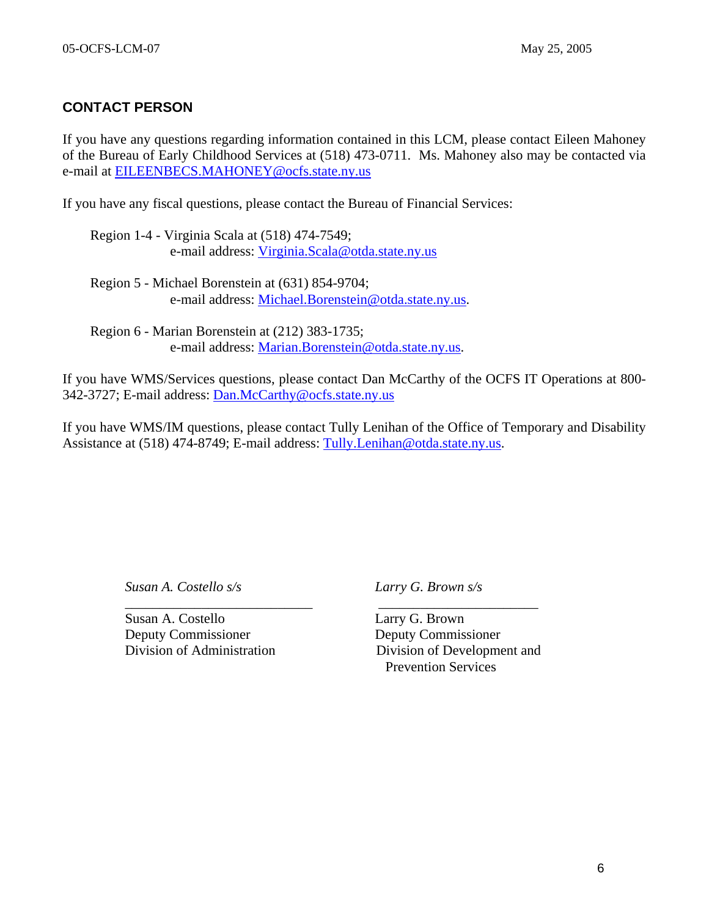## CONTACT PERSON

If you have any questions regarding information contained in this LCM, please contact Eileen Mahoney of the Bureau of Early Childhood Services at (518) 473-0711. Ms. Mahoney also may be contacted via e-mail at EILEENBECS.MAHONEY@ocfs.state.ny.us

If you have any fiscal questions, please contact the Bureau of Financial Services:

Region 1-4 - Virginia Scala at (518) 474-7549;
e-mail address: Virginia.Scala@otda.state.ny.us

Region 5 - Michael Borenstein at (631) 854-9704;
e-mail address: Michael.Borenstein@otda.state.ny.us.

Region 6 - Marian Borenstein at (212) 383-1735;
e-mail address: Marian.Borenstein@otda.state.ny.us.

If you have WMS/Services questions, please contact Dan McCarthy of the OCFS IT Operations at 800-342-3727; E-mail address: Dan.McCarthy@ocfs.state.ny.us

If you have WMS/IM questions, please contact Tully Lenihan of the Office of Temporary and Disability Assistance at (518) 474-8749; E-mail address: Tully.Lenihan@otda.state.ny.us.

*Susan A. Costello s/s*

Susan A. Costello
Deputy Commissioner
Division of Administration

*Larry G. Brown s/s*

Larry G. Brown
Deputy Commissioner
Division of Development and Prevention Services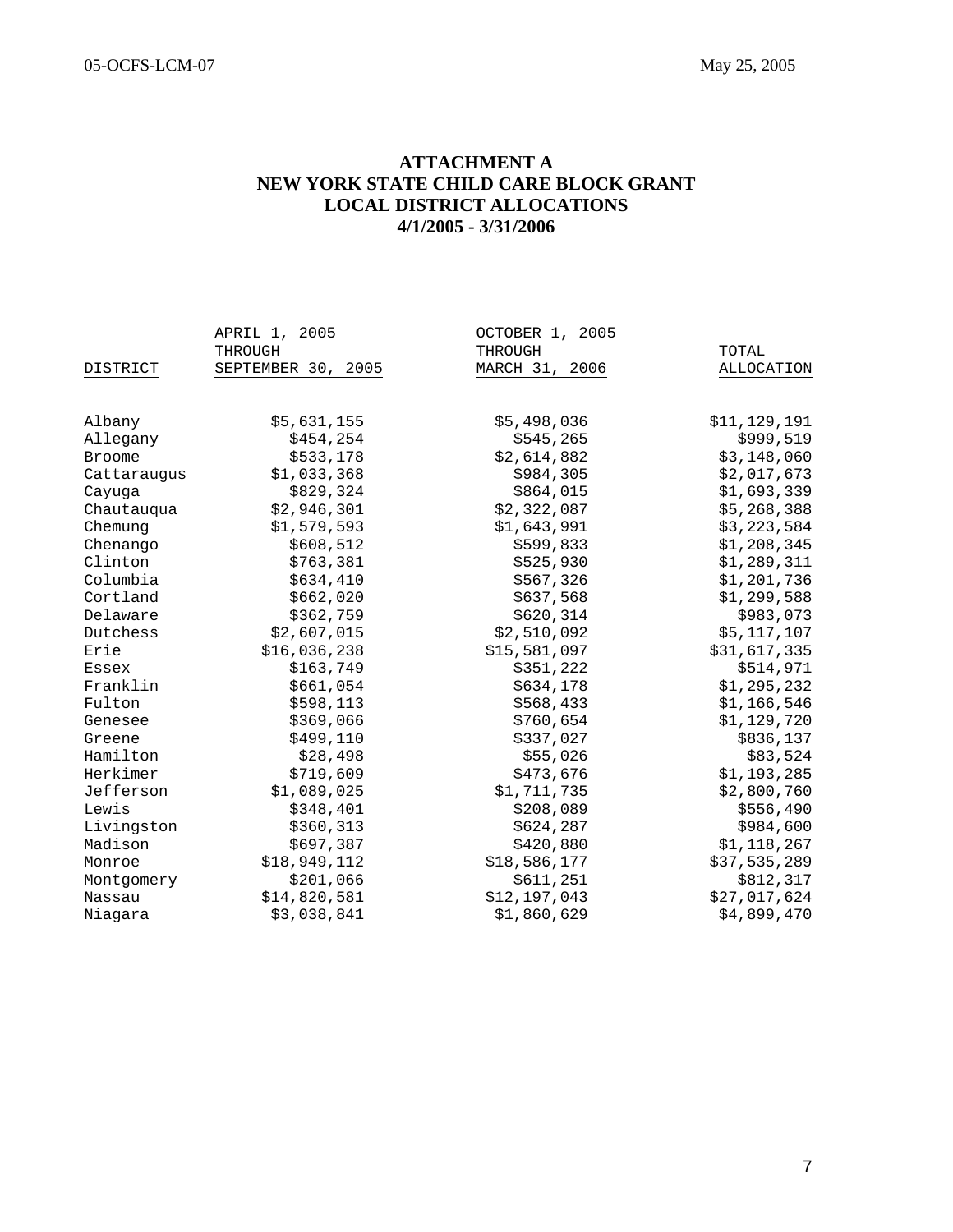## ATTACHMENT A
## NEW YORK STATE CHILD CARE BLOCK GRANT
## LOCAL DISTRICT ALLOCATIONS
## 4/1/2005 - 3/31/2006

| DISTRICT | APRIL 1, 2005 THROUGH SEPTEMBER 30, 2005 | OCTOBER 1, 2005 THROUGH MARCH 31, 2006 | TOTAL ALLOCATION |
|---|---|---|---|
| Albany | $5,631,155 | $5,498,036 | $11,129,191 |
| Allegany | $454,254 | $545,265 | $999,519 |
| Broome | $533,178 | $2,614,882 | $3,148,060 |
| Cattaraugus | $1,033,368 | $984,305 | $2,017,673 |
| Cayuga | $829,324 | $864,015 | $1,693,339 |
| Chautauqua | $2,946,301 | $2,322,087 | $5,268,388 |
| Chemung | $1,579,593 | $1,643,991 | $3,223,584 |
| Chenango | $608,512 | $599,833 | $1,208,345 |
| Clinton | $763,381 | $525,930 | $1,289,311 |
| Columbia | $634,410 | $567,326 | $1,201,736 |
| Cortland | $662,020 | $637,568 | $1,299,588 |
| Delaware | $362,759 | $620,314 | $983,073 |
| Dutchess | $2,607,015 | $2,510,092 | $5,117,107 |
| Erie | $16,036,238 | $15,581,097 | $31,617,335 |
| Essex | $163,749 | $351,222 | $514,971 |
| Franklin | $661,054 | $634,178 | $1,295,232 |
| Fulton | $598,113 | $568,433 | $1,166,546 |
| Genesee | $369,066 | $760,654 | $1,129,720 |
| Greene | $499,110 | $337,027 | $836,137 |
| Hamilton | $28,498 | $55,026 | $83,524 |
| Herkimer | $719,609 | $473,676 | $1,193,285 |
| Jefferson | $1,089,025 | $1,711,735 | $2,800,760 |
| Lewis | $348,401 | $208,089 | $556,490 |
| Livingston | $360,313 | $624,287 | $984,600 |
| Madison | $697,387 | $420,880 | $1,118,267 |
| Monroe | $18,949,112 | $18,586,177 | $37,535,289 |
| Montgomery | $201,066 | $611,251 | $812,317 |
| Nassau | $14,820,581 | $12,197,043 | $27,017,624 |
| Niagara | $3,038,841 | $1,860,629 | $4,899,470 |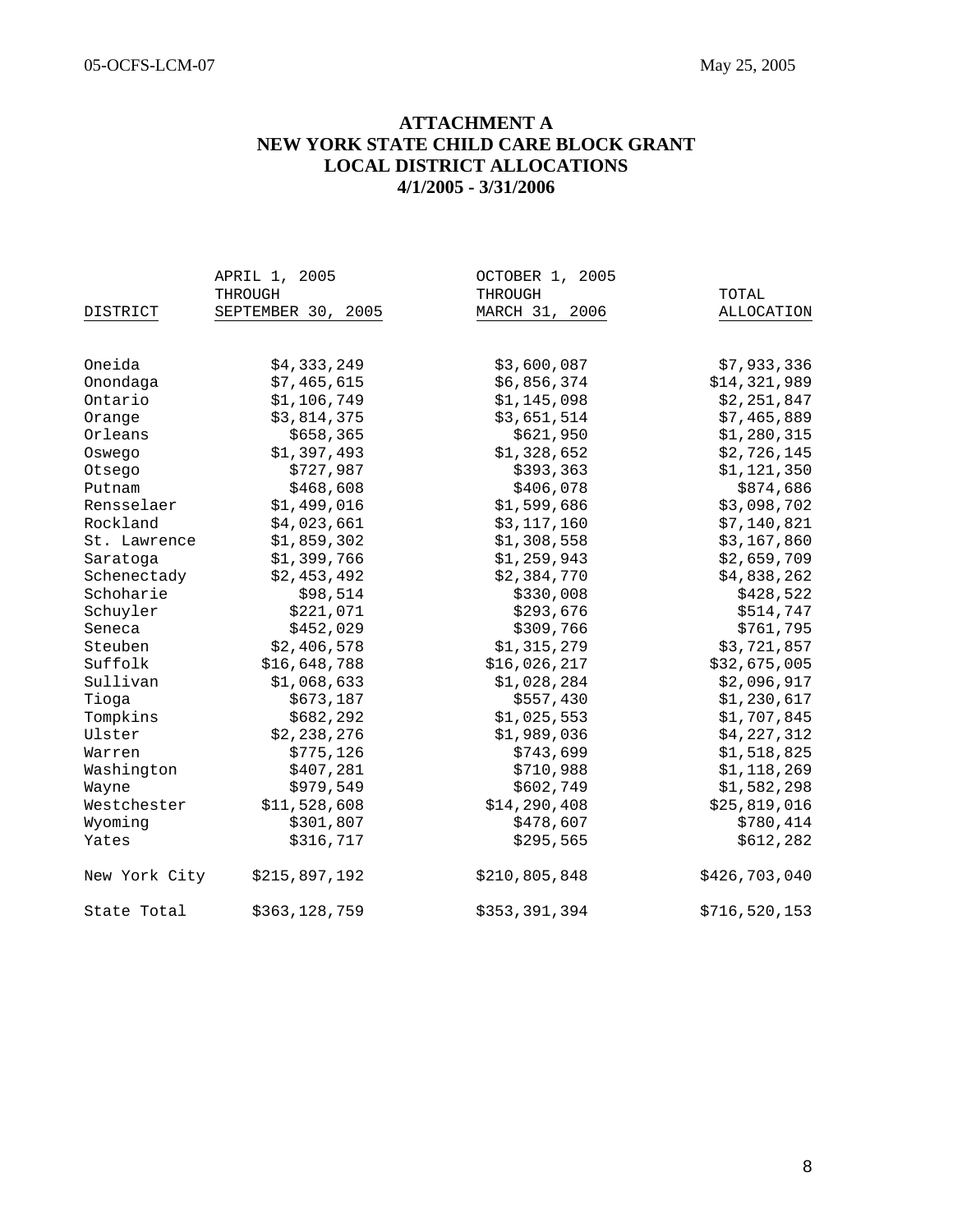**ATTACHMENT A**
**NEW YORK STATE CHILD CARE BLOCK GRANT**
**LOCAL DISTRICT ALLOCATIONS**
**4/1/2005 - 3/31/2006**

| DISTRICT | APRIL 1, 2005 THROUGH SEPTEMBER 30, 2005 | OCTOBER 1, 2005 THROUGH MARCH 31, 2006 | TOTAL ALLOCATION |
|---|---|---|---|
| Oneida | $4,333,249 | $3,600,087 | $7,933,336 |
| Onondaga | $7,465,615 | $6,856,374 | $14,321,989 |
| Ontario | $1,106,749 | $1,145,098 | $2,251,847 |
| Orange | $3,814,375 | $3,651,514 | $7,465,889 |
| Orleans | $658,365 | $621,950 | $1,280,315 |
| Oswego | $1,397,493 | $1,328,652 | $2,726,145 |
| Otsego | $727,987 | $393,363 | $1,121,350 |
| Putnam | $468,608 | $406,078 | $874,686 |
| Rensselaer | $1,499,016 | $1,599,686 | $3,098,702 |
| Rockland | $4,023,661 | $3,117,160 | $7,140,821 |
| St. Lawrence | $1,859,302 | $1,308,558 | $3,167,860 |
| Saratoga | $1,399,766 | $1,259,943 | $2,659,709 |
| Schenectady | $2,453,492 | $2,384,770 | $4,838,262 |
| Schoharie | $98,514 | $330,008 | $428,522 |
| Schuyler | $221,071 | $293,676 | $514,747 |
| Seneca | $452,029 | $309,766 | $761,795 |
| Steuben | $2,406,578 | $1,315,279 | $3,721,857 |
| Suffolk | $16,648,788 | $16,026,217 | $32,675,005 |
| Sullivan | $1,068,633 | $1,028,284 | $2,096,917 |
| Tioga | $673,187 | $557,430 | $1,230,617 |
| Tompkins | $682,292 | $1,025,553 | $1,707,845 |
| Ulster | $2,238,276 | $1,989,036 | $4,227,312 |
| Warren | $775,126 | $743,699 | $1,518,825 |
| Washington | $407,281 | $710,988 | $1,118,269 |
| Wayne | $979,549 | $602,749 | $1,582,298 |
| Westchester | $11,528,608 | $14,290,408 | $25,819,016 |
| Wyoming | $301,807 | $478,607 | $780,414 |
| Yates | $316,717 | $295,565 | $612,282 |
| New York City | $215,897,192 | $210,805,848 | $426,703,040 |
| State Total | $363,128,759 | $353,391,394 | $716,520,153 |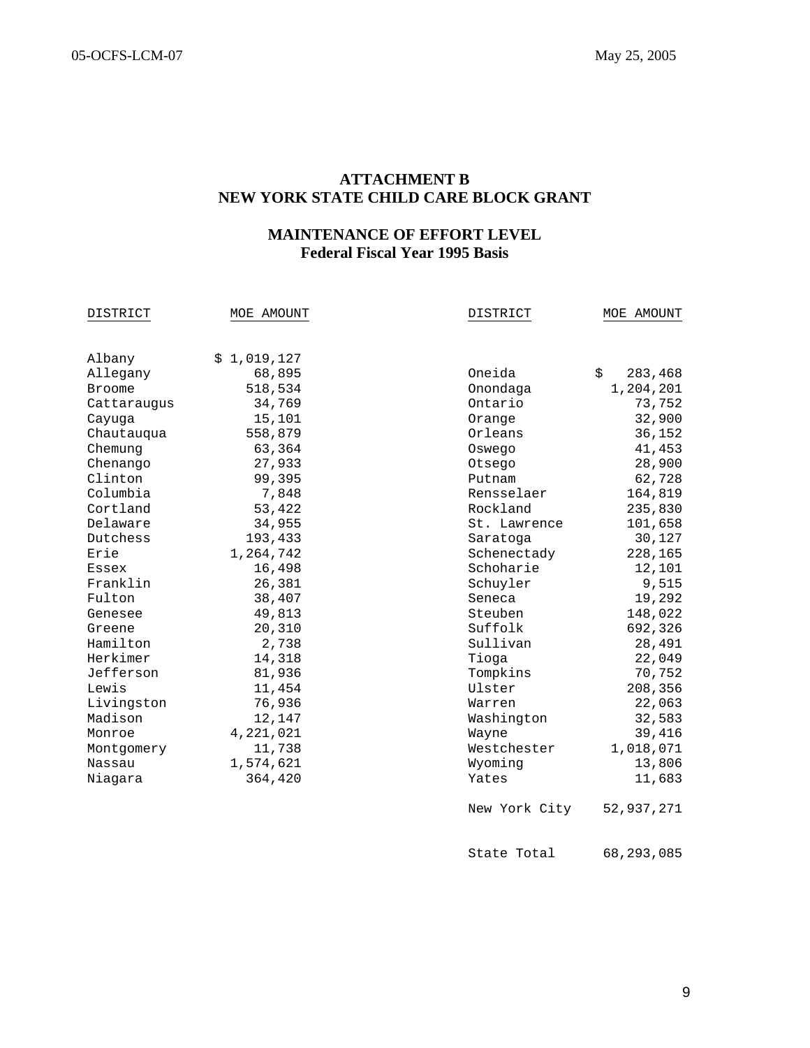## ATTACHMENT B
## NEW YORK STATE CHILD CARE BLOCK GRANT

### MAINTENANCE OF EFFORT LEVEL
### Federal Fiscal Year 1995 Basis

| DISTRICT | MOE AMOUNT | DISTRICT | MOE AMOUNT |
|---|---|---|---|
| Albany | $ 1,019,127 | | |
| Allegany | 68,895 | Oneida | $ 283,468 |
| Broome | 518,534 | Onondaga | 1,204,201 |
| Cattaraugus | 34,769 | Ontario | 73,752 |
| Cayuga | 15,101 | Orange | 32,900 |
| Chautauqua | 558,879 | Orleans | 36,152 |
| Chemung | 63,364 | Oswego | 41,453 |
| Chenango | 27,933 | Otsego | 28,900 |
| Clinton | 99,395 | Putnam | 62,728 |
| Columbia | 7,848 | Rensselaer | 164,819 |
| Cortland | 53,422 | Rockland | 235,830 |
| Delaware | 34,955 | St. Lawrence | 101,658 |
| Dutchess | 193,433 | Saratoga | 30,127 |
| Erie | 1,264,742 | Schenectady | 228,165 |
| Essex | 16,498 | Schoharie | 12,101 |
| Franklin | 26,381 | Schuyler | 9,515 |
| Fulton | 38,407 | Seneca | 19,292 |
| Genesee | 49,813 | Steuben | 148,022 |
| Greene | 20,310 | Suffolk | 692,326 |
| Hamilton | 2,738 | Sullivan | 28,491 |
| Herkimer | 14,318 | Tioga | 22,049 |
| Jefferson | 81,936 | Tompkins | 70,752 |
| Lewis | 11,454 | Ulster | 208,356 |
| Livingston | 76,936 | Warren | 22,063 |
| Madison | 12,147 | Washington | 32,583 |
| Monroe | 4,221,021 | Wayne | 39,416 |
| Montgomery | 11,738 | Westchester | 1,018,071 |
| Nassau | 1,574,621 | Wyoming | 13,806 |
| Niagara | 364,420 | Yates | 11,683 |
| | | New York City | 52,937,271 |
| | | State Total | 68,293,085 |